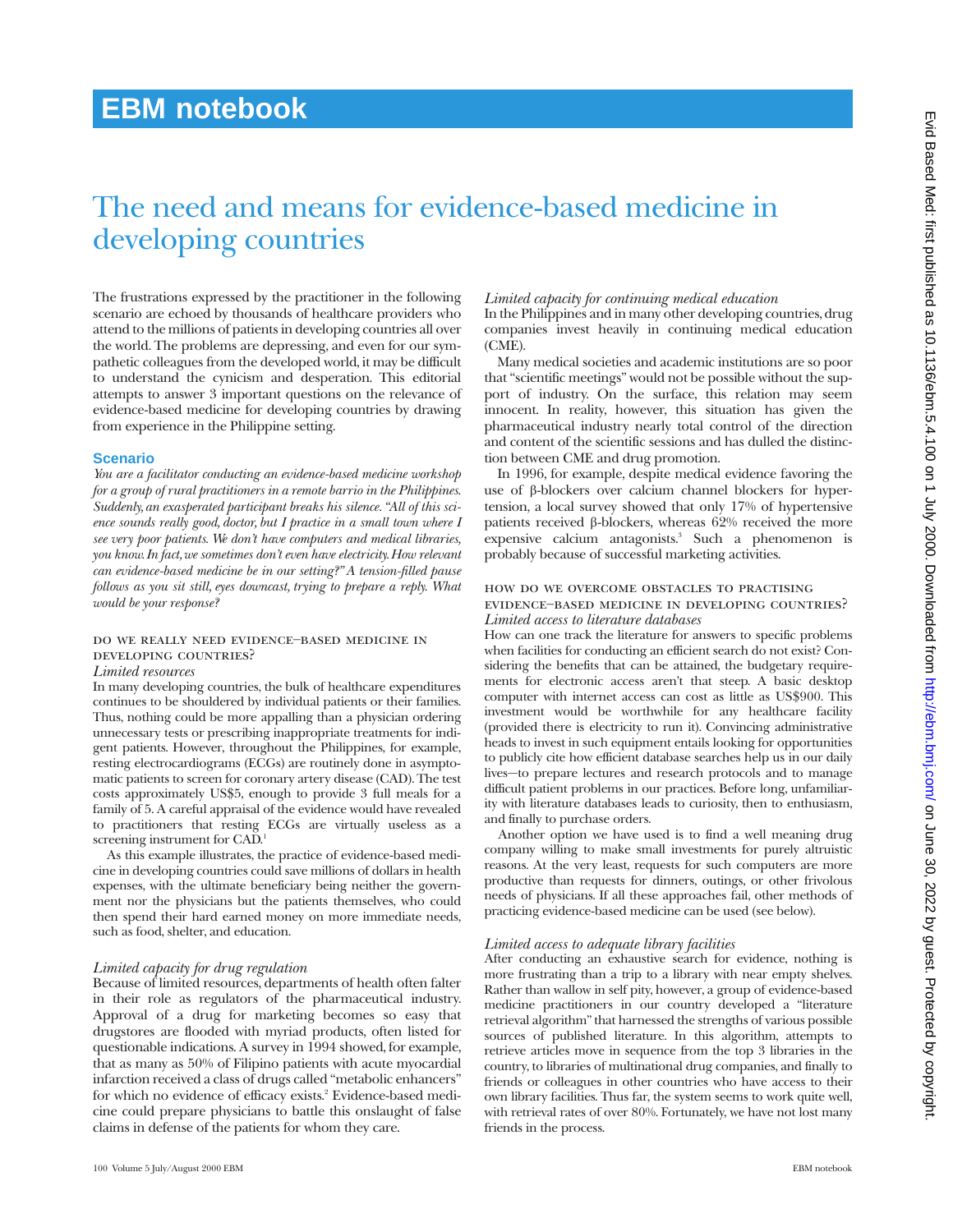# EBM notebook

## The need and means for evidence-based medicine in developing countries

The frustrations expressed by the practitioner in the following scenario are echoed by thousands of healthcare providers who attend to the millions of patients in developing countries all over the world. The problems are depressing, and even for our sympathetic colleagues from the developed world, it may be difficult to understand the cynicism and desperation. This editorial attempts to answer 3 important questions on the relevance of evidence-based medicine for developing countries by drawing from experience in the Philippine setting.

### Scenario

*You are a facilitator conducting an evidence-based medicine workshop for a group of rural practitioners in a remote barrio in the Philippines. Suddenly, an exasperated participant breaks his silence. "All of this science sounds really good, doctor, but I practice in a small town where I see very poor patients. We don't have computers and medical libraries, you know. In fact, we sometimes don't even have electricity. How relevant can evidence-based medicine be in our setting?" A tension-filled pause follows as you sit still, eyes downcast, trying to prepare a reply. What would be your response?*

### Do we really need evidence-based medicine in developing countries?

*Limited resources*

In many developing countries, the bulk of healthcare expenditures continues to be shouldered by individual patients or their families. Thus, nothing could be more appalling than a physician ordering unnecessary tests or prescribing inappropriate treatments for indigent patients. However, throughout the Philippines, for example, resting electrocardiograms (ECGs) are routinely done in asymptomatic patients to screen for coronary artery disease (CAD). The test costs approximately US$5, enough to provide 3 full meals for a family of 5. A careful appraisal of the evidence would have revealed to practitioners that resting ECGs are virtually useless as a screening instrument for CAD.[1]

As this example illustrates, the practice of evidence-based medicine in developing countries could save millions of dollars in health expenses, with the ultimate beneficiary being neither the government nor the physicians but the patients themselves, who could then spend their hard earned money on more immediate needs, such as food, shelter, and education.

*Limited capacity for drug regulation*

Because of limited resources, departments of health often falter in their role as regulators of the pharmaceutical industry. Approval of a drug for marketing becomes so easy that drugstores are flooded with myriad products, often listed for questionable indications. A survey in 1994 showed, for example, that as many as 50% of Filipino patients with acute myocardial infarction received a class of drugs called "metabolic enhancers" for which no evidence of efficacy exists.[2] Evidence-based medicine could prepare physicians to battle this onslaught of false claims in defense of the patients for whom they care.

*Limited capacity for continuing medical education*

In the Philippines and in many other developing countries, drug companies invest heavily in continuing medical education (CME).

Many medical societies and academic institutions are so poor that "scientific meetings" would not be possible without the support of industry. On the surface, this relation may seem innocent. In reality, however, this situation has given the pharmaceutical industry nearly total control of the direction and content of the scientific sessions and has dulled the distinction between CME and drug promotion.

In 1996, for example, despite medical evidence favoring the use of β-blockers over calcium channel blockers for hypertension, a local survey showed that only 17% of hypertensive patients received β-blockers, whereas 62% received the more expensive calcium antagonists.[3] Such a phenomenon is probably because of successful marketing activities.

### How do we overcome obstacles to practising evidence-based medicine in developing countries?

*Limited access to literature databases*

How can one track the literature for answers to specific problems when facilities for conducting an efficient search do not exist? Considering the benefits that can be attained, the budgetary requirements for electronic access aren't that steep. A basic desktop computer with internet access can cost as little as US$900. This investment would be worthwhile for any healthcare facility (provided there is electricity to run it). Convincing administrative heads to invest in such equipment entails looking for opportunities to publicly cite how efficient database searches help us in our daily lives—to prepare lectures and research protocols and to manage difficult patient problems in our practices. Before long, unfamiliarity with literature databases leads to curiosity, then to enthusiasm, and finally to purchase orders.

Another option we have used is to find a well meaning drug company willing to make small investments for purely altruistic reasons. At the very least, requests for such computers are more productive than requests for dinners, outings, or other frivolous needs of physicians. If all these approaches fail, other methods of practicing evidence-based medicine can be used (see below).

*Limited access to adequate library facilities*

After conducting an exhaustive search for evidence, nothing is more frustrating than a trip to a library with near empty shelves. Rather than wallow in self pity, however, a group of evidence-based medicine practitioners in our country developed a "literature retrieval algorithm" that harnessed the strengths of various possible sources of published literature. In this algorithm, attempts to retrieve articles move in sequence from the top 3 libraries in the country, to libraries of multinational drug companies, and finally to friends or colleagues in other countries who have access to their own library facilities. Thus far, the system seems to work quite well, with retrieval rates of over 80%. Fortunately, we have not lost many friends in the process.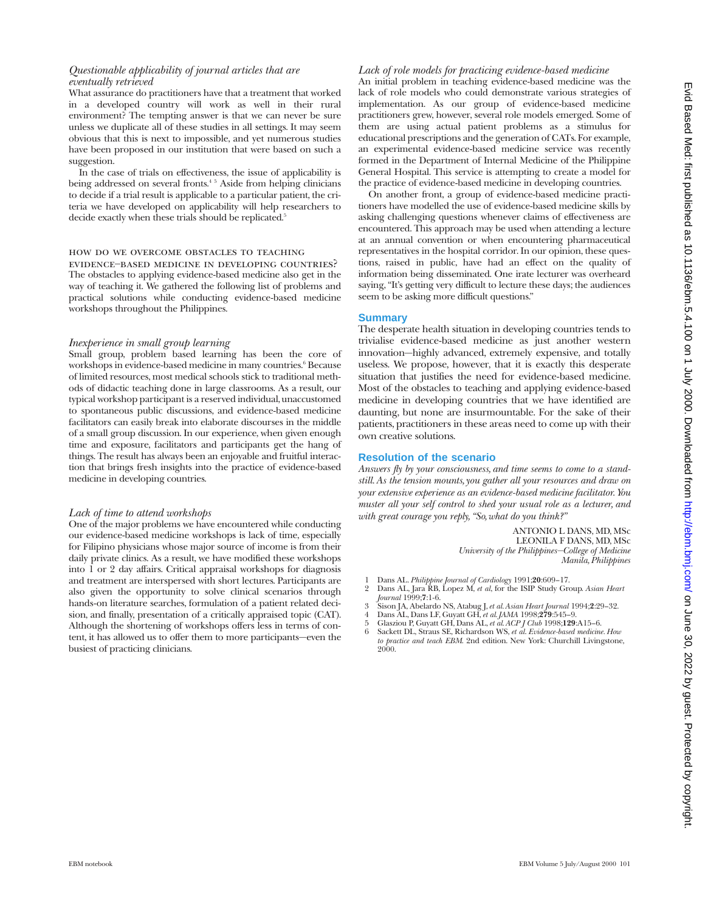### *Questionable applicability of journal articles that are eventually retrieved*

What assurance do practitioners have that a treatment that worked in a developed country will work as well in their rural environment? The tempting answer is that we can never be sure unless we duplicate all of these studies in all settings. It may seem obvious that this is next to impossible, and yet numerous studies have been proposed in our institution that were based on such a suggestion.

In the case of trials on effectiveness, the issue of applicability is being addressed on several fronts.[4 5] Aside from helping clinicians to decide if a trial result is applicable to a particular patient, the criteria we have developed on applicability will help researchers to decide exactly when these trials should be replicated.[5]

## HOW DO WE OVERCOME OBSTACLES TO TEACHING EVIDENCE–BASED MEDICINE IN DEVELOPING COUNTRIES?

The obstacles to applying evidence-based medicine also get in the way of teaching it. We gathered the following list of problems and practical solutions while conducting evidence-based medicine workshops throughout the Philippines.

### *Inexperience in small group learning*

Small group, problem based learning has been the core of workshops in evidence-based medicine in many countries.[6] Because of limited resources, most medical schools stick to traditional methods of didactic teaching done in large classrooms. As a result, our typical workshop participant is a reserved individual, unaccustomed to spontaneous public discussions, and evidence-based medicine facilitators can easily break into elaborate discourses in the middle of a small group discussion. In our experience, when given enough time and exposure, facilitators and participants get the hang of things. The result has always been an enjoyable and fruitful interaction that brings fresh insights into the practice of evidence-based medicine in developing countries.

### *Lack of time to attend workshops*

One of the major problems we have encountered while conducting our evidence-based medicine workshops is lack of time, especially for Filipino physicians whose major source of income is from their daily private clinics. As a result, we have modified these workshops into 1 or 2 day affairs. Critical appraisal workshops for diagnosis and treatment are interspersed with short lectures. Participants are also given the opportunity to solve clinical scenarios through hands-on literature searches, formulation of a patient related decision, and finally, presentation of a critically appraised topic (CAT). Although the shortening of workshops offers less in terms of content, it has allowed us to offer them to more participants—even the busiest of practicing clinicians.

### *Lack of role models for practicing evidence-based medicine*

An initial problem in teaching evidence-based medicine was the lack of role models who could demonstrate various strategies of implementation. As our group of evidence-based medicine practitioners grew, however, several role models emerged. Some of them are using actual patient problems as a stimulus for educational prescriptions and the generation of CATs. For example, an experimental evidence-based medicine service was recently formed in the Department of Internal Medicine of the Philippine General Hospital. This service is attempting to create a model for the practice of evidence-based medicine in developing countries.

On another front, a group of evidence-based medicine practitioners have modelled the use of evidence-based medicine skills by asking challenging questions whenever claims of effectiveness are encountered. This approach may be used when attending a lecture at an annual convention or when encountering pharmaceutical representatives in the hospital corridor. In our opinion, these questions, raised in public, have had an effect on the quality of information being disseminated. One irate lecturer was overheard saying, "It's getting very difficult to lecture these days; the audiences seem to be asking more difficult questions."

## Summary

The desperate health situation in developing countries tends to trivialise evidence-based medicine as just another western innovation—highly advanced, extremely expensive, and totally useless. We propose, however, that it is exactly this desperate situation that justifies the need for evidence-based medicine. Most of the obstacles to teaching and applying evidence-based medicine in developing countries that we have identified are daunting, but none are insurmountable. For the sake of their patients, practitioners in these areas need to come up with their own creative solutions.

## Resolution of the scenario

*Answers fly by your consciousness, and time seems to come to a standstill. As the tension mounts, you gather all your resources and draw on your extensive experience as an evidence-based medicine facilitator. You muster all your self control to shed your usual role as a lecturer, and with great courage you reply, "So, what do you think?"*

ANTONIO L DANS, MD, MSc
LEONILA F DANS, MD, MSc
*University of the Philippines—College of Medicine*
*Manila, Philippines*

1. Dans AL. *Philippine Journal of Cardiology* 1991;**20**:609–17.
2. Dans AL, Jara RB, Lopez M, *et al*, for the ISIP Study Group. *Asian Heart Journal* 1999;**7**:1-6.
3. Sison JA, Abelardo NS, Atabug J, *et al*. *Asian Heart Journal* 1994;**2**:29–32.
4. Dans AL, Dans LF, Guyatt GH, *et al*. *JAMA* 1998;**279**:545–9.
5. Glasziou P, Guyatt GH, Dans AL, *et al*. *ACP J Club* 1998;**129**:A15–6.
6. Sackett DL, Straus SE, Richardson WS, *et al*. *Evidence-based medicine. How to practice and teach EBM*. 2nd edition. New York: Churchill Livingstone, 2000.